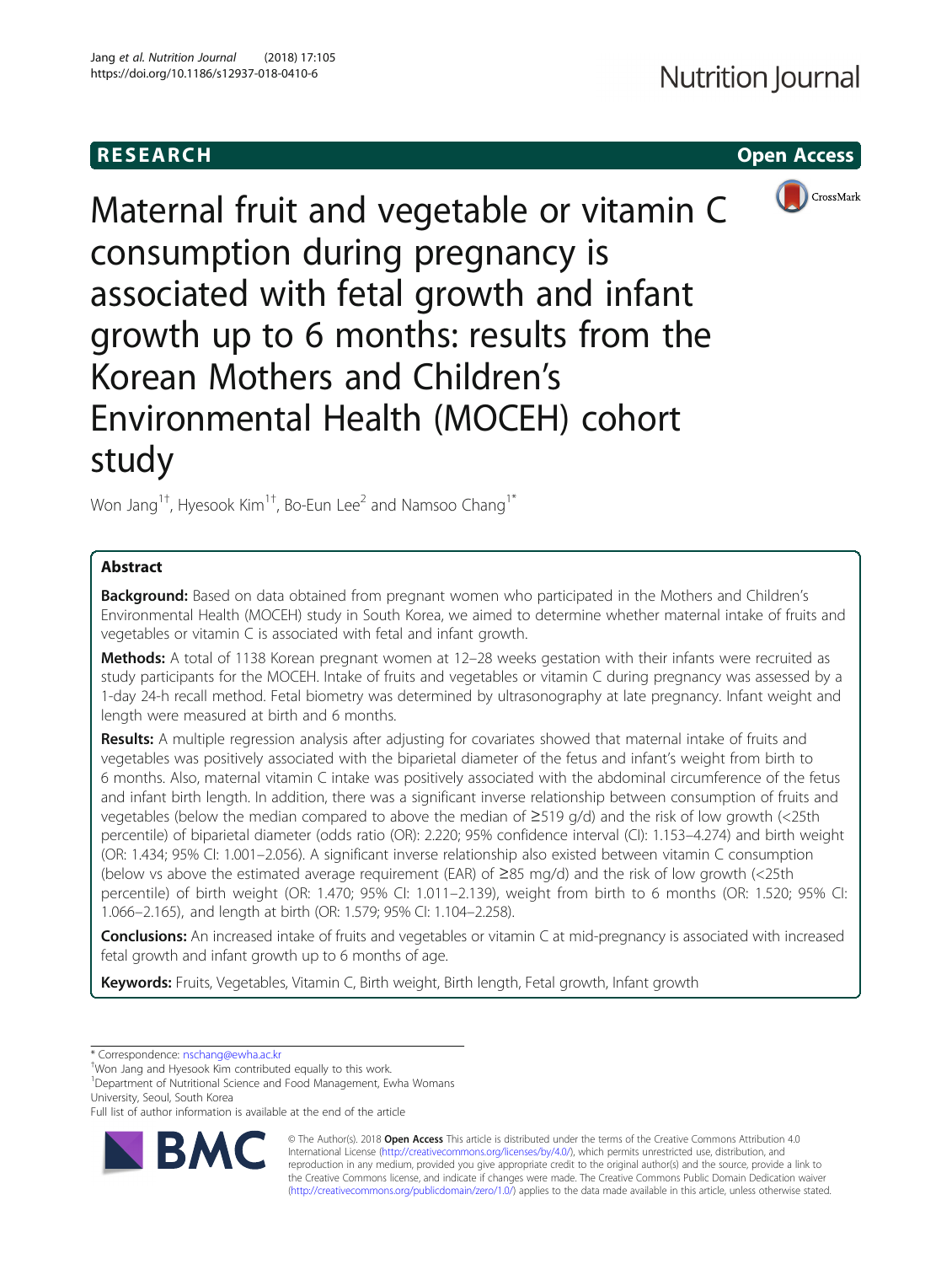RESEARCH

Open Access

# Maternal fruit and vegetable or vitamin C consumption during pregnancy is associated with fetal growth and infant growth up to 6 months: results from the Korean Mothers and Children's Environmental Health (MOCEH) cohort study

Won Jang[1†], Hyesook Kim[1†], Bo-Eun Lee[2] and Namsoo Chang[1*]

## Abstract

**Background:** Based on data obtained from pregnant women who participated in the Mothers and Children's Environmental Health (MOCEH) study in South Korea, we aimed to determine whether maternal intake of fruits and vegetables or vitamin C is associated with fetal and infant growth.

**Methods:** A total of 1138 Korean pregnant women at 12–28 weeks gestation with their infants were recruited as study participants for the MOCEH. Intake of fruits and vegetables or vitamin C during pregnancy was assessed by a 1-day 24-h recall method. Fetal biometry was determined by ultrasonography at late pregnancy. Infant weight and length were measured at birth and 6 months.

**Results:** A multiple regression analysis after adjusting for covariates showed that maternal intake of fruits and vegetables was positively associated with the biparietal diameter of the fetus and infant's weight from birth to 6 months. Also, maternal vitamin C intake was positively associated with the abdominal circumference of the fetus and infant birth length. In addition, there was a significant inverse relationship between consumption of fruits and vegetables (below the median compared to above the median of ≥519 g/d) and the risk of low growth (<25th percentile) of biparietal diameter (odds ratio (OR): 2.220; 95% confidence interval (CI): 1.153–4.274) and birth weight (OR: 1.434; 95% CI: 1.001–2.056). A significant inverse relationship also existed between vitamin C consumption (below vs above the estimated average requirement (EAR) of ≥85 mg/d) and the risk of low growth (<25th percentile) of birth weight (OR: 1.470; 95% CI: 1.011–2.139), weight from birth to 6 months (OR: 1.520; 95% CI: 1.066–2.165), and length at birth (OR: 1.579; 95% CI: 1.104–2.258).

**Conclusions:** An increased intake of fruits and vegetables or vitamin C at mid-pregnancy is associated with increased fetal growth and infant growth up to 6 months of age.

**Keywords:** Fruits, Vegetables, Vitamin C, Birth weight, Birth length, Fetal growth, Infant growth

---

\* Correspondence: nschang@ewha.ac.kr

†Won Jang and Hyesook Kim contributed equally to this work.

[1]Department of Nutritional Science and Food Management, Ewha Womans University, Seoul, South Korea

Full list of author information is available at the end of the article

© The Author(s). 2018 **Open Access** This article is distributed under the terms of the Creative Commons Attribution 4.0 International License (http://creativecommons.org/licenses/by/4.0/), which permits unrestricted use, distribution, and reproduction in any medium, provided you give appropriate credit to the original author(s) and the source, provide a link to the Creative Commons license, and indicate if changes were made. The Creative Commons Public Domain Dedication waiver (http://creativecommons.org/publicdomain/zero/1.0/) applies to the data made available in this article, unless otherwise stated.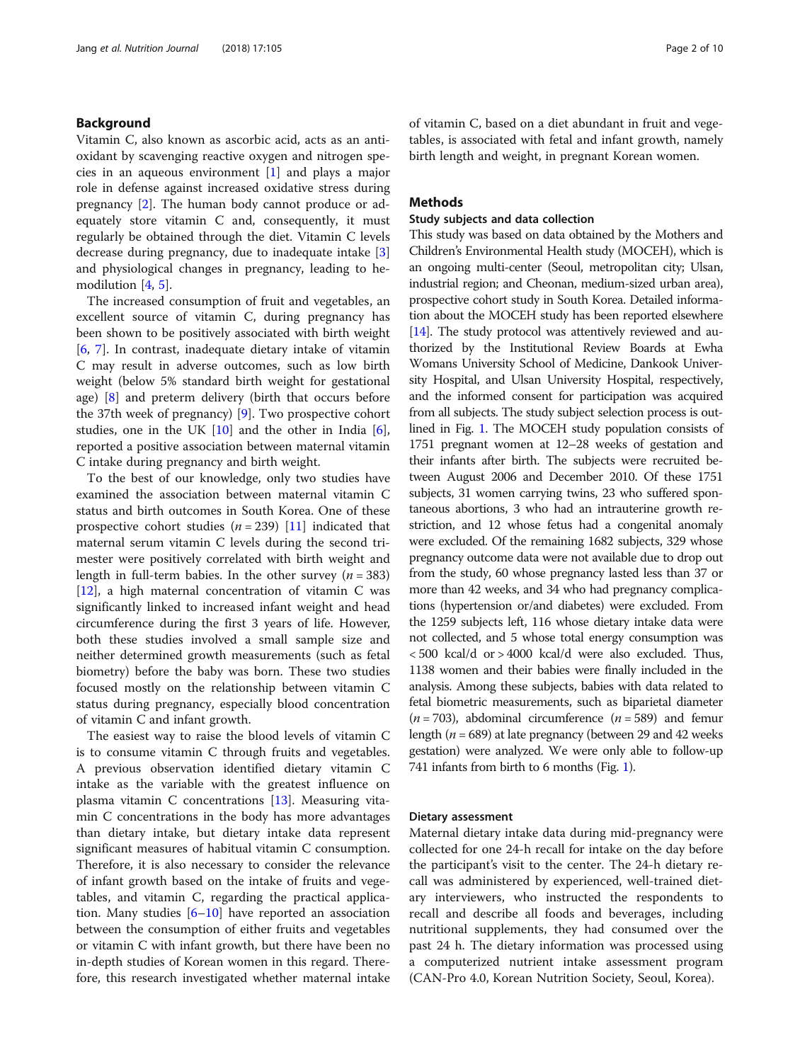## Background

Vitamin C, also known as ascorbic acid, acts as an antioxidant by scavenging reactive oxygen and nitrogen species in an aqueous environment [1] and plays a major role in defense against increased oxidative stress during pregnancy [2]. The human body cannot produce or adequately store vitamin C and, consequently, it must regularly be obtained through the diet. Vitamin C levels decrease during pregnancy, due to inadequate intake [3] and physiological changes in pregnancy, leading to hemodilution [4, 5].

The increased consumption of fruit and vegetables, an excellent source of vitamin C, during pregnancy has been shown to be positively associated with birth weight [6, 7]. In contrast, inadequate dietary intake of vitamin C may result in adverse outcomes, such as low birth weight (below 5% standard birth weight for gestational age) [8] and preterm delivery (birth that occurs before the 37th week of pregnancy) [9]. Two prospective cohort studies, one in the UK [10] and the other in India [6], reported a positive association between maternal vitamin C intake during pregnancy and birth weight.

To the best of our knowledge, only two studies have examined the association between maternal vitamin C status and birth outcomes in South Korea. One of these prospective cohort studies ($n = 239$) [11] indicated that maternal serum vitamin C levels during the second trimester were positively correlated with birth weight and length in full-term babies. In the other survey ($n = 383$) [12], a high maternal concentration of vitamin C was significantly linked to increased infant weight and head circumference during the first 3 years of life. However, both these studies involved a small sample size and neither determined growth measurements (such as fetal biometry) before the baby was born. These two studies focused mostly on the relationship between vitamin C status during pregnancy, especially blood concentration of vitamin C and infant growth.

The easiest way to raise the blood levels of vitamin C is to consume vitamin C through fruits and vegetables. A previous observation identified dietary vitamin C intake as the variable with the greatest influence on plasma vitamin C concentrations [13]. Measuring vitamin C concentrations in the body has more advantages than dietary intake, but dietary intake data represent significant measures of habitual vitamin C consumption. Therefore, it is also necessary to consider the relevance of infant growth based on the intake of fruits and vegetables, and vitamin C, regarding the practical application. Many studies [6–10] have reported an association between the consumption of either fruits and vegetables or vitamin C with infant growth, but there have been no in-depth studies of Korean women in this regard. Therefore, this research investigated whether maternal intake of vitamin C, based on a diet abundant in fruit and vegetables, is associated with fetal and infant growth, namely birth length and weight, in pregnant Korean women.

## Methods

### Study subjects and data collection

This study was based on data obtained by the Mothers and Children's Environmental Health study (MOCEH), which is an ongoing multi-center (Seoul, metropolitan city; Ulsan, industrial region; and Cheonan, medium-sized urban area), prospective cohort study in South Korea. Detailed information about the MOCEH study has been reported elsewhere [14]. The study protocol was attentively reviewed and authorized by the Institutional Review Boards at Ewha Womans University School of Medicine, Dankook University Hospital, and Ulsan University Hospital, respectively, and the informed consent for participation was acquired from all subjects. The study subject selection process is outlined in Fig. 1. The MOCEH study population consists of 1751 pregnant women at 12–28 weeks of gestation and their infants after birth. The subjects were recruited between August 2006 and December 2010. Of these 1751 subjects, 31 women carrying twins, 23 who suffered spontaneous abortions, 3 who had an intrauterine growth restriction, and 12 whose fetus had a congenital anomaly were excluded. Of the remaining 1682 subjects, 329 whose pregnancy outcome data were not available due to drop out from the study, 60 whose pregnancy lasted less than 37 or more than 42 weeks, and 34 who had pregnancy complications (hypertension or/and diabetes) were excluded. From the 1259 subjects left, 116 whose dietary intake data were not collected, and 5 whose total energy consumption was < 500 kcal/d or > 4000 kcal/d were also excluded. Thus, 1138 women and their babies were finally included in the analysis. Among these subjects, babies with data related to fetal biometric measurements, such as biparietal diameter ($n = 703$), abdominal circumference ($n = 589$) and femur length ($n = 689$) at late pregnancy (between 29 and 42 weeks gestation) were analyzed. We were only able to follow-up 741 infants from birth to 6 months (Fig. 1).

### Dietary assessment

Maternal dietary intake data during mid-pregnancy were collected for one 24-h recall for intake on the day before the participant's visit to the center. The 24-h dietary recall was administered by experienced, well-trained dietary interviewers, who instructed the respondents to recall and describe all foods and beverages, including nutritional supplements, they had consumed over the past 24 h. The dietary information was processed using a computerized nutrient intake assessment program (CAN-Pro 4.0, Korean Nutrition Society, Seoul, Korea).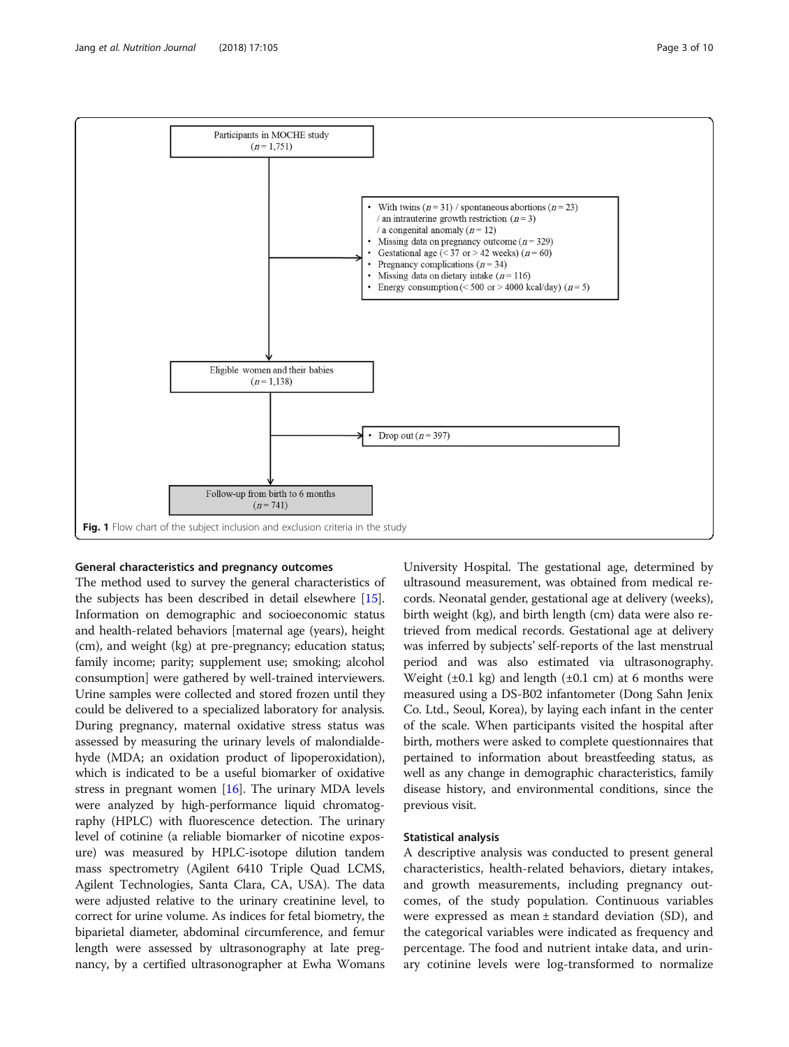Participants in MOCHE study
($n$ = 1,751)

- With twins ($n$ = 31) / spontaneous abortions ($n$ = 23) / an intrauterine growth restriction ($n$ = 3) / a congenital anomaly ($n$ = 12)
- Missing data on pregnancy outcome ($n$ = 329)
- Gestational age (< 37 or > 42 weeks) ($n$ = 60)
- Pregnancy complications ($n$ = 34)
- Missing data on dietary intake ($n$ = 116)
- Energy consumption (< 500 or > 4000 kcal/day) ($n$ = 5)

Eligible women and their babies
($n$ = 1,138)

- Drop out ($n$ = 397)

Follow-up from birth to 6 months
($n$ = 741)

**Fig. 1** Flow chart of the subject inclusion and exclusion criteria in the study

### General characteristics and pregnancy outcomes

The method used to survey the general characteristics of the subjects has been described in detail elsewhere [15]. Information on demographic and socioeconomic status and health-related behaviors [maternal age (years), height (cm), and weight (kg) at pre-pregnancy; education status; family income; parity; supplement use; smoking; alcohol consumption] were gathered by well-trained interviewers. Urine samples were collected and stored frozen until they could be delivered to a specialized laboratory for analysis. During pregnancy, maternal oxidative stress status was assessed by measuring the urinary levels of malondialdehyde (MDA; an oxidation product of lipoperoxidation), which is indicated to be a useful biomarker of oxidative stress in pregnant women [16]. The urinary MDA levels were analyzed by high-performance liquid chromatography (HPLC) with fluorescence detection. The urinary level of cotinine (a reliable biomarker of nicotine exposure) was measured by HPLC-isotope dilution tandem mass spectrometry (Agilent 6410 Triple Quad LCMS, Agilent Technologies, Santa Clara, CA, USA). The data were adjusted relative to the urinary creatinine level, to correct for urine volume. As indices for fetal biometry, the biparietal diameter, abdominal circumference, and femur length were assessed by ultrasonography at late pregnancy, by a certified ultrasonographer at Ewha Womans University Hospital. The gestational age, determined by ultrasound measurement, was obtained from medical records. Neonatal gender, gestational age at delivery (weeks), birth weight (kg), and birth length (cm) data were also retrieved from medical records. Gestational age at delivery was inferred by subjects' self-reports of the last menstrual period and was also estimated via ultrasonography. Weight (±0.1 kg) and length (±0.1 cm) at 6 months were measured using a DS-B02 infantometer (Dong Sahn Jenix Co. Ltd., Seoul, Korea), by laying each infant in the center of the scale. When participants visited the hospital after birth, mothers were asked to complete questionnaires that pertained to information about breastfeeding status, as well as any change in demographic characteristics, family disease history, and environmental conditions, since the previous visit.

### Statistical analysis

A descriptive analysis was conducted to present general characteristics, health-related behaviors, dietary intakes, and growth measurements, including pregnancy outcomes, of the study population. Continuous variables were expressed as mean ± standard deviation (SD), and the categorical variables were indicated as frequency and percentage. The food and nutrient intake data, and urinary cotinine levels were log-transformed to normalize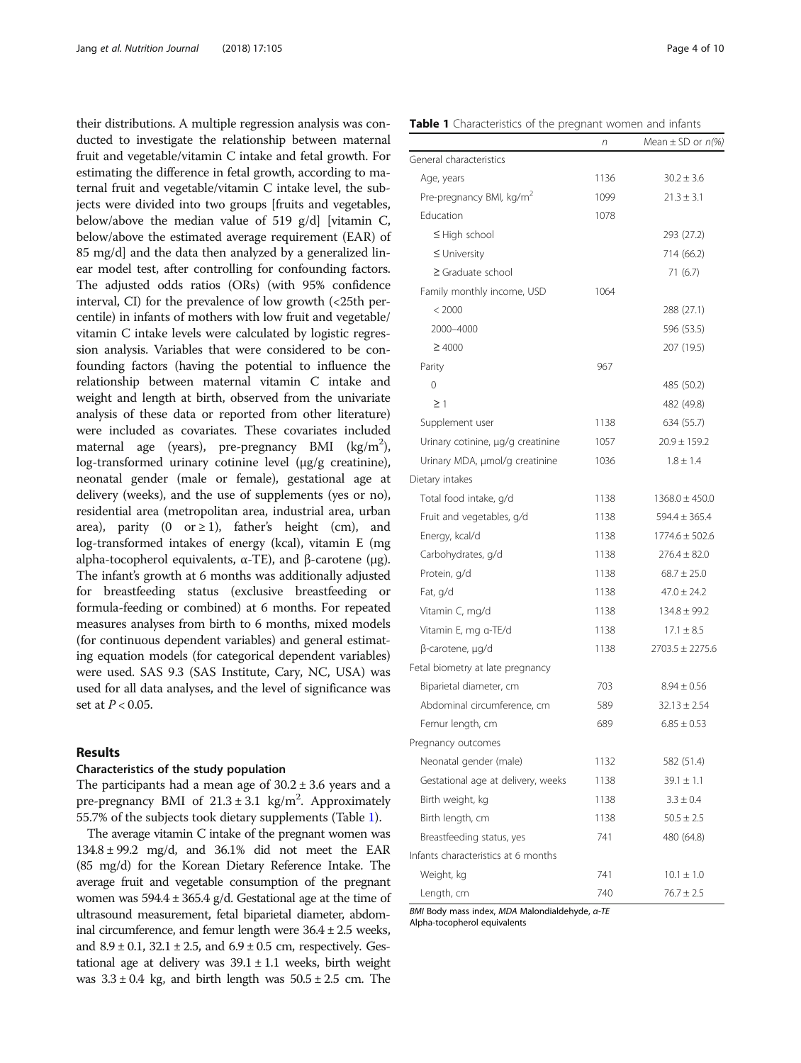their distributions. A multiple regression analysis was conducted to investigate the relationship between maternal fruit and vegetable/vitamin C intake and fetal growth. For estimating the difference in fetal growth, according to maternal fruit and vegetable/vitamin C intake level, the subjects were divided into two groups [fruits and vegetables, below/above the median value of 519 g/d] [vitamin C, below/above the estimated average requirement (EAR) of 85 mg/d] and the data then analyzed by a generalized linear model test, after controlling for confounding factors. The adjusted odds ratios (ORs) (with 95% confidence interval, CI) for the prevalence of low growth (<25th percentile) in infants of mothers with low fruit and vegetable/vitamin C intake levels were calculated by logistic regression analysis. Variables that were considered to be confounding factors (having the potential to influence the relationship between maternal vitamin C intake and weight and length at birth, observed from the univariate analysis of these data or reported from other literature) were included as covariates. These covariates included maternal age (years), pre-pregnancy BMI (kg/m$^2$), log-transformed urinary cotinine level (μg/g creatinine), neonatal gender (male or female), gestational age at delivery (weeks), and the use of supplements (yes or no), residential area (metropolitan area, industrial area, urban area), parity (0 or ≥ 1), father's height (cm), and log-transformed intakes of energy (kcal), vitamin E (mg alpha-tocopherol equivalents, α-TE), and β-carotene (μg). The infant's growth at 6 months was additionally adjusted for breastfeeding status (exclusive breastfeeding or formula-feeding or combined) at 6 months. For repeated measures analyses from birth to 6 months, mixed models (for continuous dependent variables) and general estimating equation models (for categorical dependent variables) were used. SAS 9.3 (SAS Institute, Cary, NC, USA) was used for all data analyses, and the level of significance was set at $P < 0.05$.

## Results

### Characteristics of the study population

The participants had a mean age of 30.2 ± 3.6 years and a pre-pregnancy BMI of 21.3 ± 3.1 kg/m$^2$. Approximately 55.7% of the subjects took dietary supplements (Table 1).

The average vitamin C intake of the pregnant women was 134.8 ± 99.2 mg/d, and 36.1% did not meet the EAR (85 mg/d) for the Korean Dietary Reference Intake. The average fruit and vegetable consumption of the pregnant women was 594.4 ± 365.4 g/d. Gestational age at the time of ultrasound measurement, fetal biparietal diameter, abdominal circumference, and femur length were 36.4 ± 2.5 weeks, and 8.9 ± 0.1, 32.1 ± 2.5, and 6.9 ± 0.5 cm, respectively. Gestational age at delivery was 39.1 ± 1.1 weeks, birth weight was 3.3 ± 0.4 kg, and birth length was 50.5 ± 2.5 cm. The

**Table 1** Characteristics of the pregnant women and infants

| | *n* | Mean ± SD or *n(%)* |
|---|---|---|
| General characteristics | | |
| Age, years | 1136 | 30.2 ± 3.6 |
| Pre-pregnancy BMI, kg/m$^2$ | 1099 | 21.3 ± 3.1 |
| Education | 1078 | |
| ≤ High school | | 293 (27.2) |
| ≤ University | | 714 (66.2) |
| ≥ Graduate school | | 71 (6.7) |
| Family monthly income, USD | 1064 | |
| < 2000 | | 288 (27.1) |
| 2000–4000 | | 596 (53.5) |
| ≥ 4000 | | 207 (19.5) |
| Parity | 967 | |
| 0 | | 485 (50.2) |
| ≥ 1 | | 482 (49.8) |
| Supplement user | 1138 | 634 (55.7) |
| Urinary cotinine, μg/g creatinine | 1057 | 20.9 ± 159.2 |
| Urinary MDA, μmol/g creatinine | 1036 | 1.8 ± 1.4 |
| Dietary intakes | | |
| Total food intake, g/d | 1138 | 1368.0 ± 450.0 |
| Fruit and vegetables, g/d | 1138 | 594.4 ± 365.4 |
| Energy, kcal/d | 1138 | 1774.6 ± 502.6 |
| Carbohydrates, g/d | 1138 | 276.4 ± 82.0 |
| Protein, g/d | 1138 | 68.7 ± 25.0 |
| Fat, g/d | 1138 | 47.0 ± 24.2 |
| Vitamin C, mg/d | 1138 | 134.8 ± 99.2 |
| Vitamin E, mg α-TE/d | 1138 | 17.1 ± 8.5 |
| β-carotene, μg/d | 1138 | 2703.5 ± 2275.6 |
| Fetal biometry at late pregnancy | | |
| Biparietal diameter, cm | 703 | 8.94 ± 0.56 |
| Abdominal circumference, cm | 589 | 32.13 ± 2.54 |
| Femur length, cm | 689 | 6.85 ± 0.53 |
| Pregnancy outcomes | | |
| Neonatal gender (male) | 1132 | 582 (51.4) |
| Gestational age at delivery, weeks | 1138 | 39.1 ± 1.1 |
| Birth weight, kg | 1138 | 3.3 ± 0.4 |
| Birth length, cm | 1138 | 50.5 ± 2.5 |
| Breastfeeding status, yes | 741 | 480 (64.8) |
| Infants characteristics at 6 months | | |
| Weight, kg | 741 | 10.1 ± 1.0 |
| Length, cm | 740 | 76.7 ± 2.5 |

*BMI* Body mass index, *MDA* Malondialdehyde, *α-TE* Alpha-tocopherol equivalents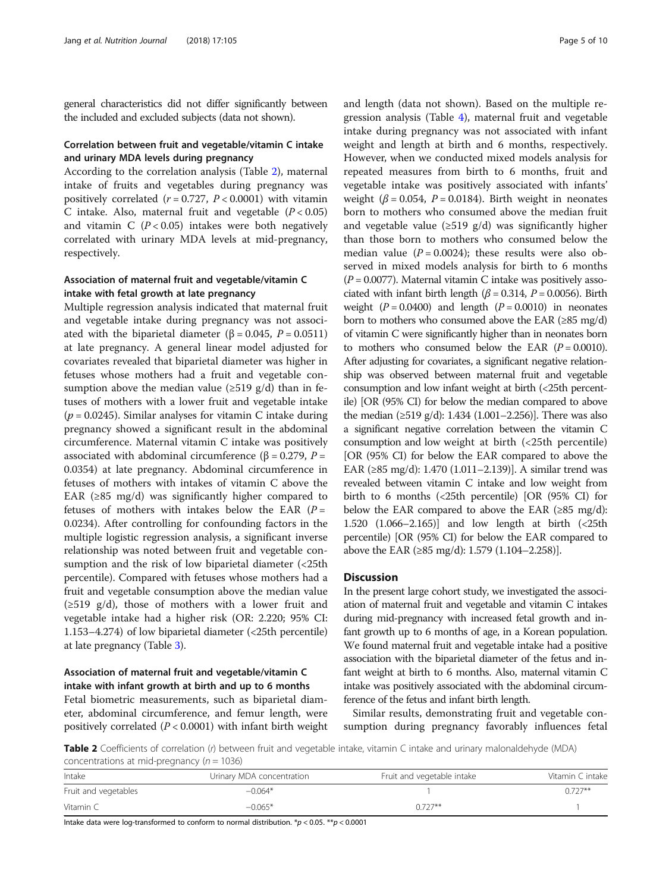general characteristics did not differ significantly between the included and excluded subjects (data not shown).

### Correlation between fruit and vegetable/vitamin C intake and urinary MDA levels during pregnancy

According to the correlation analysis (Table 2), maternal intake of fruits and vegetables during pregnancy was positively correlated ($r = 0.727$, $P < 0.0001$) with vitamin C intake. Also, maternal fruit and vegetable ($P < 0.05$) and vitamin C ($P < 0.05$) intakes were both negatively correlated with urinary MDA levels at mid-pregnancy, respectively.

### Association of maternal fruit and vegetable/vitamin C intake with fetal growth at late pregnancy

Multiple regression analysis indicated that maternal fruit and vegetable intake during pregnancy was not associated with the biparietal diameter ($\beta = 0.045$, $P = 0.0511$) at late pregnancy. A general linear model adjusted for covariates revealed that biparietal diameter was higher in fetuses whose mothers had a fruit and vegetable consumption above the median value (≥519 g/d) than in fetuses of mothers with a lower fruit and vegetable intake ($p = 0.0245$). Similar analyses for vitamin C intake during pregnancy showed a significant result in the abdominal circumference. Maternal vitamin C intake was positively associated with abdominal circumference ($\beta = 0.279$, $P = 0.0354$) at late pregnancy. Abdominal circumference in fetuses of mothers with intakes of vitamin C above the EAR (≥85 mg/d) was significantly higher compared to fetuses of mothers with intakes below the EAR ($P = 0.0234$). After controlling for confounding factors in the multiple logistic regression analysis, a significant inverse relationship was noted between fruit and vegetable consumption and the risk of low biparietal diameter (<25th percentile). Compared with fetuses whose mothers had a fruit and vegetable consumption above the median value (≥519 g/d), those of mothers with a lower fruit and vegetable intake had a higher risk (OR: 2.220; 95% CI: 1.153–4.274) of low biparietal diameter (<25th percentile) at late pregnancy (Table 3).

### Association of maternal fruit and vegetable/vitamin C intake with infant growth at birth and up to 6 months

Fetal biometric measurements, such as biparietal diameter, abdominal circumference, and femur length, were positively correlated ($P < 0.0001$) with infant birth weight and length (data not shown). Based on the multiple regression analysis (Table 4), maternal fruit and vegetable intake during pregnancy was not associated with infant weight and length at birth and 6 months, respectively. However, when we conducted mixed models analysis for repeated measures from birth to 6 months, fruit and vegetable intake was positively associated with infants' weight ($\beta = 0.054$, $P = 0.0184$). Birth weight in neonates born to mothers who consumed above the median fruit and vegetable value (≥519 g/d) was significantly higher than those born to mothers who consumed below the median value ($P = 0.0024$); these results were also observed in mixed models analysis for birth to 6 months ($P = 0.0077$). Maternal vitamin C intake was positively associated with infant birth length ($\beta = 0.314$, $P = 0.0056$). Birth weight ($P = 0.0400$) and length ($P = 0.0010$) in neonates born to mothers who consumed above the EAR (≥85 mg/d) of vitamin C were significantly higher than in neonates born to mothers who consumed below the EAR ($P = 0.0010$). After adjusting for covariates, a significant negative relationship was observed between maternal fruit and vegetable consumption and low infant weight at birth (<25th percentile) [OR (95% CI) for below the median compared to above the median (≥519 g/d): 1.434 (1.001–2.256)]. There was also a significant negative correlation between the vitamin C consumption and low weight at birth (<25th percentile) [OR (95% CI) for below the EAR compared to above the EAR (≥85 mg/d): 1.470 (1.011–2.139)]. A similar trend was revealed between vitamin C intake and low weight from birth to 6 months (<25th percentile) [OR (95% CI) for below the EAR compared to above the EAR (≥85 mg/d): 1.520 (1.066–2.165)] and low length at birth (<25th percentile) [OR (95% CI) for below the EAR compared to above the EAR (≥85 mg/d): 1.579 (1.104–2.258)].

## Discussion

In the present large cohort study, we investigated the association of maternal fruit and vegetable and vitamin C intakes during mid-pregnancy with increased fetal growth and infant growth up to 6 months of age, in a Korean population. We found maternal fruit and vegetable intake had a positive association with the biparietal diameter of the fetus and infant weight at birth to 6 months. Also, maternal vitamin C intake was positively associated with the abdominal circumference of the fetus and infant birth length.

Similar results, demonstrating fruit and vegetable consumption during pregnancy favorably influences fetal

**Table 2** Coefficients of correlation (*r*) between fruit and vegetable intake, vitamin C intake and urinary malonaldehyde (MDA) concentrations at mid-pregnancy ($n = 1036$)

| Intake | Urinary MDA concentration | Fruit and vegetable intake | Vitamin C intake |
|---|---|---|---|
| Fruit and vegetables | −0.064* | 1 | 0.727** |
| Vitamin C | −0.065* | 0.727** | 1 |

Intake data were log-transformed to conform to normal distribution. *$p < 0.05$. **$p < 0.0001$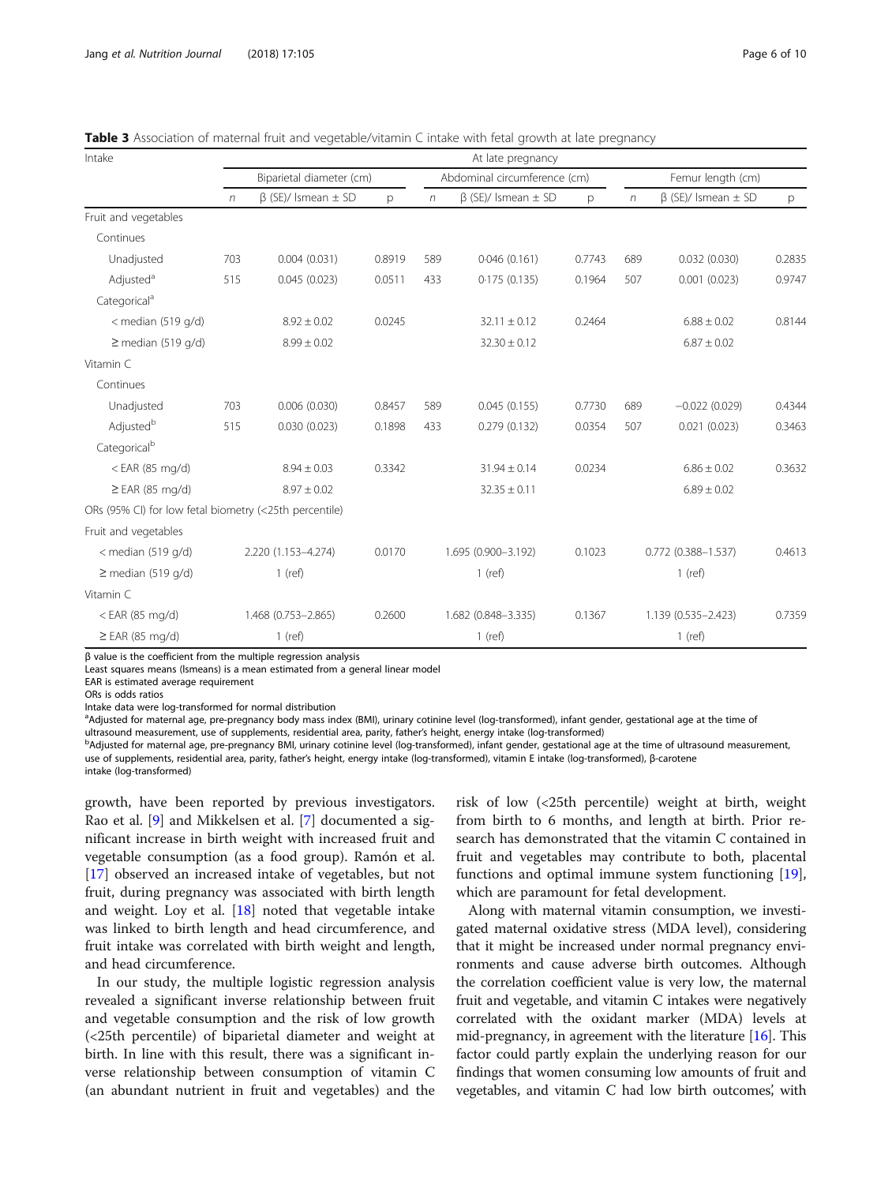**Table 3** Association of maternal fruit and vegetable/vitamin C intake with fetal growth at late pregnancy

| Intake | At late pregnancy | | | | | | | | |
|---|---|---|---|---|---|---|---|---|---|
| | Biparietal diameter (cm) | | | Abdominal circumference (cm) | | | Femur length (cm) | | |
| | *n* | β (SE)/ lsmean ± SD | p | *n* | β (SE)/ lsmean ± SD | p | *n* | β (SE)/ lsmean ± SD | p |
| Fruit and vegetables | | | | | | | | | |
| Continues | | | | | | | | | |
| Unadjusted | 703 | 0.004 (0.031) | 0.8919 | 589 | 0.046 (0.161) | 0.7743 | 689 | 0.032 (0.030) | 0.2835 |
| Adjusted[a] | 515 | 0.045 (0.023) | 0.0511 | 433 | 0.175 (0.135) | 0.1964 | 507 | 0.001 (0.023) | 0.9747 |
| Categorical[a] | | | | | | | | | |
| < median (519 g/d) | | 8.92 ± 0.02 | 0.0245 | | 32.11 ± 0.12 | 0.2464 | | 6.88 ± 0.02 | 0.8144 |
| ≥ median (519 g/d) | | 8.99 ± 0.02 | | | 32.30 ± 0.12 | | | 6.87 ± 0.02 | |
| Vitamin C | | | | | | | | | |
| Continues | | | | | | | | | |
| Unadjusted | 703 | 0.006 (0.030) | 0.8457 | 589 | 0.045 (0.155) | 0.7730 | 689 | −0.022 (0.029) | 0.4344 |
| Adjusted[b] | 515 | 0.030 (0.023) | 0.1898 | 433 | 0.279 (0.132) | 0.0354 | 507 | 0.021 (0.023) | 0.3463 |
| Categorical[b] | | | | | | | | | |
| < EAR (85 mg/d) | | 8.94 ± 0.03 | 0.3342 | | 31.94 ± 0.14 | 0.0234 | | 6.86 ± 0.02 | 0.3632 |
| ≥ EAR (85 mg/d) | | 8.97 ± 0.02 | | | 32.35 ± 0.11 | | | 6.89 ± 0.02 | |
| ORs (95% CI) for low fetal biometry (<25th percentile) | | | | | | | | | |
| Fruit and vegetables | | | | | | | | | |
| < median (519 g/d) | | 2.220 (1.153–4.274) | 0.0170 | | 1.695 (0.900–3.192) | 0.1023 | | 0.772 (0.388–1.537) | 0.4613 |
| ≥ median (519 g/d) | | 1 (ref) | | | 1 (ref) | | | 1 (ref) | |
| Vitamin C | | | | | | | | | |
| < EAR (85 mg/d) | | 1.468 (0.753–2.865) | 0.2600 | | 1.682 (0.848–3.335) | 0.1367 | | 1.139 (0.535–2.423) | 0.7359 |
| ≥ EAR (85 mg/d) | | 1 (ref) | | | 1 (ref) | | | 1 (ref) | |

β value is the coefficient from the multiple regression analysis
Least squares means (lsmeans) is a mean estimated from a general linear model
EAR is estimated average requirement
ORs is odds ratios
Intake data were log-transformed for normal distribution
[a]Adjusted for maternal age, pre-pregnancy body mass index (BMI), urinary cotinine level (log-transformed), infant gender, gestational age at the time of ultrasound measurement, use of supplements, residential area, parity, father's height, energy intake (log-transformed)
[b]Adjusted for maternal age, pre-pregnancy BMI, urinary cotinine level (log-transformed), infant gender, gestational age at the time of ultrasound measurement, use of supplements, residential area, parity, father's height, energy intake (log-transformed), vitamin E intake (log-transformed), β-carotene intake (log-transformed)

growth, have been reported by previous investigators. Rao et al. [9] and Mikkelsen et al. [7] documented a significant increase in birth weight with increased fruit and vegetable consumption (as a food group). Ramón et al. [17] observed an increased intake of vegetables, but not fruit, during pregnancy was associated with birth length and weight. Loy et al. [18] noted that vegetable intake was linked to birth length and head circumference, and fruit intake was correlated with birth weight and length, and head circumference.

In our study, the multiple logistic regression analysis revealed a significant inverse relationship between fruit and vegetable consumption and the risk of low growth (<25th percentile) of biparietal diameter and weight at birth. In line with this result, there was a significant inverse relationship between consumption of vitamin C (an abundant nutrient in fruit and vegetables) and the risk of low (<25th percentile) weight at birth, weight from birth to 6 months, and length at birth. Prior research has demonstrated that the vitamin C contained in fruit and vegetables may contribute to both, placental functions and optimal immune system functioning [19], which are paramount for fetal development.

Along with maternal vitamin consumption, we investigated maternal oxidative stress (MDA level), considering that it might be increased under normal pregnancy environments and cause adverse birth outcomes. Although the correlation coefficient value is very low, the maternal fruit and vegetable, and vitamin C intakes were negatively correlated with the oxidant marker (MDA) levels at mid-pregnancy, in agreement with the literature [16]. This factor could partly explain the underlying reason for our findings that women consuming low amounts of fruit and vegetables, and vitamin C had low birth outcomes', with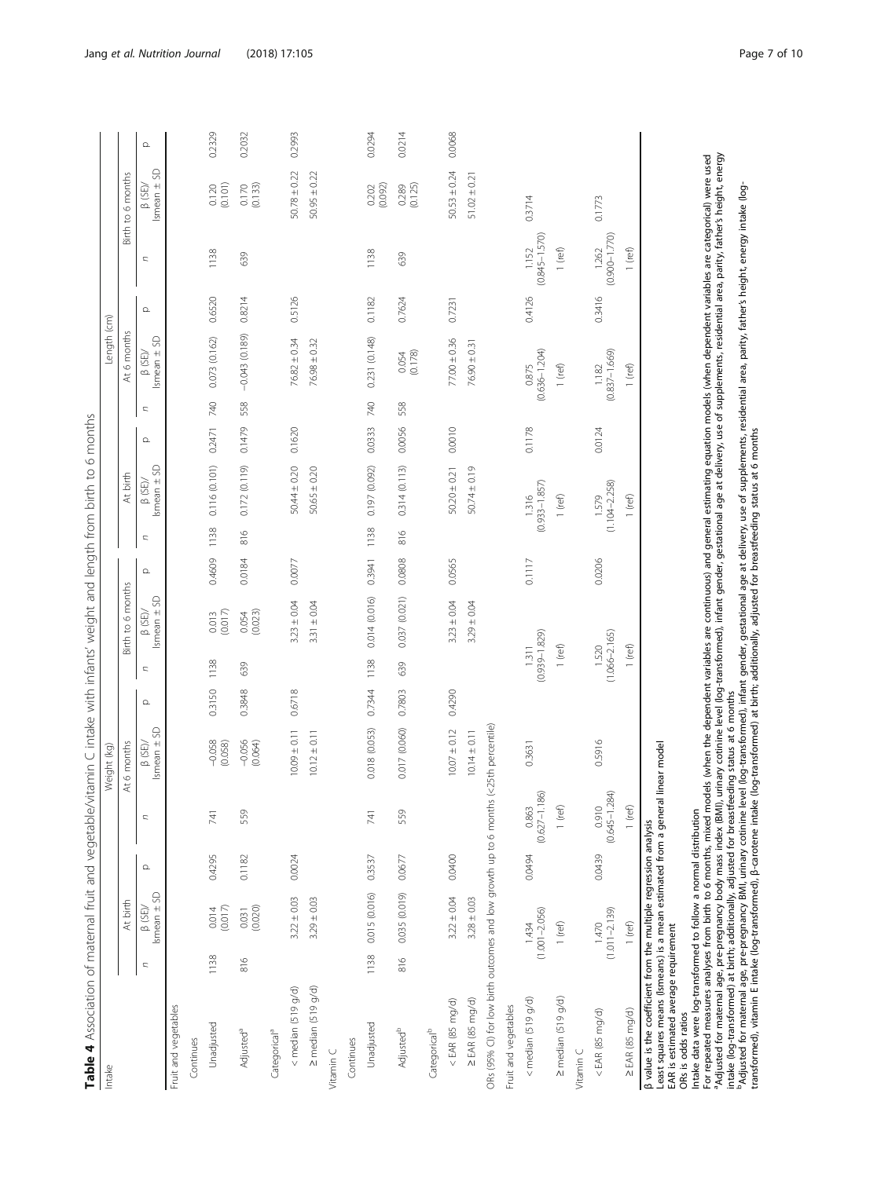**Table 4** Association of maternal fruit and vegetable/vitamin C intake with infants' weight and length from birth to 6 months

| Intake | Weight (kg) | | | | | | | | | Length (cm) | | | | | | | | |
|---|---|---|---|---|---|---|---|---|---|---|---|---|---|---|---|---|---|---|
| | At birth | | | At 6 months | | | Birth to 6 months | | | At birth | | | At 6 months | | | Birth to 6 months | | |
| | n | β (SE)/ lsmean ± SD | p | n | β (SE)/ lsmean ± SD | p | n | β (SE)/ lsmean ± SD | p | n | β (SE)/ lsmean ± SD | p | n | β (SE)/ lsmean ± SD | p | n | β (SE)/ lsmean ± SD | p |
| Fruit and vegetables | | | | | | | | | | | | | | | | | | |
| Continues | | | | | | | | | | | | | | | | | | |
| Unadjusted | 1138 | 0.014 (0.017) | 0.4295 | 741 | −0.058 (0.058) | 0.3150 | 1138 | 0.013 (0.017) | 0.4609 | 1138 | 0.116 (0.101) | 0.2471 | 740 | 0.073 (0.162) | 0.6520 | 1138 | 0.120 (0.101) | 0.2329 |
| Adjusted[a] | 816 | 0.031 (0.020) | 0.1182 | 559 | −0.056 (0.064) | 0.3848 | 639 | 0.054 (0.023) | 0.0184 | 816 | 0.172 (0.119) | 0.1479 | 558 | −0.043 (0.189) | 0.8214 | 639 | 0.170 (0.133) | 0.2032 |
| Categorical[a] | | | | | | | | | | | | | | | | | | |
| < median (519 g/d) | | 3.22 ± 0.03 | 0.0024 | | 10.09 ± 0.11 | 0.6718 | | 3.23 ± 0.04 | 0.0077 | | 50.44 ± 0.20 | 0.1620 | | 76.82 ± 0.34 | 0.5126 | | 50.78 ± 0.22 | 0.2993 |
| ≥ median (519 g/d) | | 3.29 ± 0.03 | | | 10.12 ± 0.11 | | | 3.31 ± 0.04 | | | 50.65 ± 0.20 | | | 76.98 ± 0.32 | | | 50.95 ± 0.22 | |
| Vitamin C | | | | | | | | | | | | | | | | | | |
| Continues | | | | | | | | | | | | | | | | | | |
| Unadjusted | 1138 | 0.015 (0.016) | 0.3537 | 741 | 0.018 (0.053) | 0.7344 | 1138 | 0.014 (0.016) | 0.3941 | 1138 | 0.197 (0.092) | 0.0333 | 740 | 0.231 (0.148) | 0.1182 | 1138 | 0.202 (0.092) | 0.0294 |
| Adjusted[b] | 816 | 0.035 (0.019) | 0.0677 | 559 | 0.017 (0.060) | 0.7803 | 639 | 0.037 (0.021) | 0.0808 | 816 | 0.314 (0.113) | 0.0056 | 558 | 0.054 (0.178) | 0.7624 | 639 | 0.289 (0.125) | 0.0214 |
| Categorical[b] | | | | | | | | | | | | | | | | | | |
| < EAR (85 mg/d) | | 3.22 ± 0.04 | 0.0400 | | 10.07 ± 0.12 | 0.4290 | | 3.23 ± 0.04 | 0.0565 | | 50.20 ± 0.21 | 0.0010 | | 77.00 ± 0.36 | 0.7231 | | 50.53 ± 0.24 | 0.0068 |
| ≥ EAR (85 mg/d) | | 3.28 ± 0.03 | | | 10.14 ± 0.11 | | | 3.29 ± 0.04 | | | 50.74 ± 0.19 | | | 76.90 ± 0.31 | | | 51.02 ± 0.21 | |
| ORs (95% CI) for low birth outcomes and low growth up to 6 months (<25th percentile) | | | | | | | | | | | | | | | | | | |
| Fruit and vegetables | | | | | | | | | | | | | | | | | | |
| < median (519 g/d) | | 1.434 (1.001–2.056) | 0.0494 | | 0.863 (0.627–1.186) | 0.3631 | | 1.311 (0.939–1.829) | 0.1117 | | 1.316 (0.933–1.857) | 0.1178 | | 0.875 (0.636–1.204) | 0.4126 | | 1.152 (0.845–1.570) | 0.3714 |
| ≥ median (519 g/d) | | 1 (ref) | | | 1 (ref) | | | 1 (ref) | | | 1 (ref) | | | 1 (ref) | | | 1 (ref) | |
| Vitamin C | | | | | | | | | | | | | | | | | | |
| < EAR (85 mg/d) | | 1.470 (1.011–2.139) | 0.0439 | | 0.910 (0.645–1.284) | 0.5916 | | 1.520 (1.066–2.165) | 0.0206 | | 1.579 (1.104–2.258) | 0.0124 | | 1.182 (0.837–1.669) | 0.3416 | | 1.262 (0.900–1.770) | 0.1773 |
| ≥ EAR (85 mg/d) | | 1 (ref) | | | 1 (ref) | | | 1 (ref) | | | 1 (ref) | | | 1 (ref) | | | 1 (ref) | |

β value is the coefficient from the multiple regression analysis
Least squares means (lsmeans) is a mean estimated from a general linear model
EAR is estimated average requirement
ORs is odds ratios
Intake data were log-transformed to follow a normal distribution
For repeated measures analyses from birth to 6 months, mixed models (when the dependent variables are continuous) and general estimating equation models (when dependent variables are categorical) were used
[a]Adjusted for maternal age, pre-pregnancy body mass index (BMI), urinary cotinine level (log-transformed), infant gender, gestational age at delivery, use of supplements, residential area, parity, father's height, energy intake (log-transformed) at birth; additionally, adjusted for breastfeeding status at 6 months
[b]Adjusted for maternal age, pre-pregnancy BMI, urinary cotinine level (log-transformed), infant gender, gestational age at delivery, use of supplements, residential area, parity, father's height, energy intake (log-transformed), vitamin E intake (log-transformed), β-carotene intake (log-transformed) at birth; additionally, adjusted for breastfeeding status at 6 months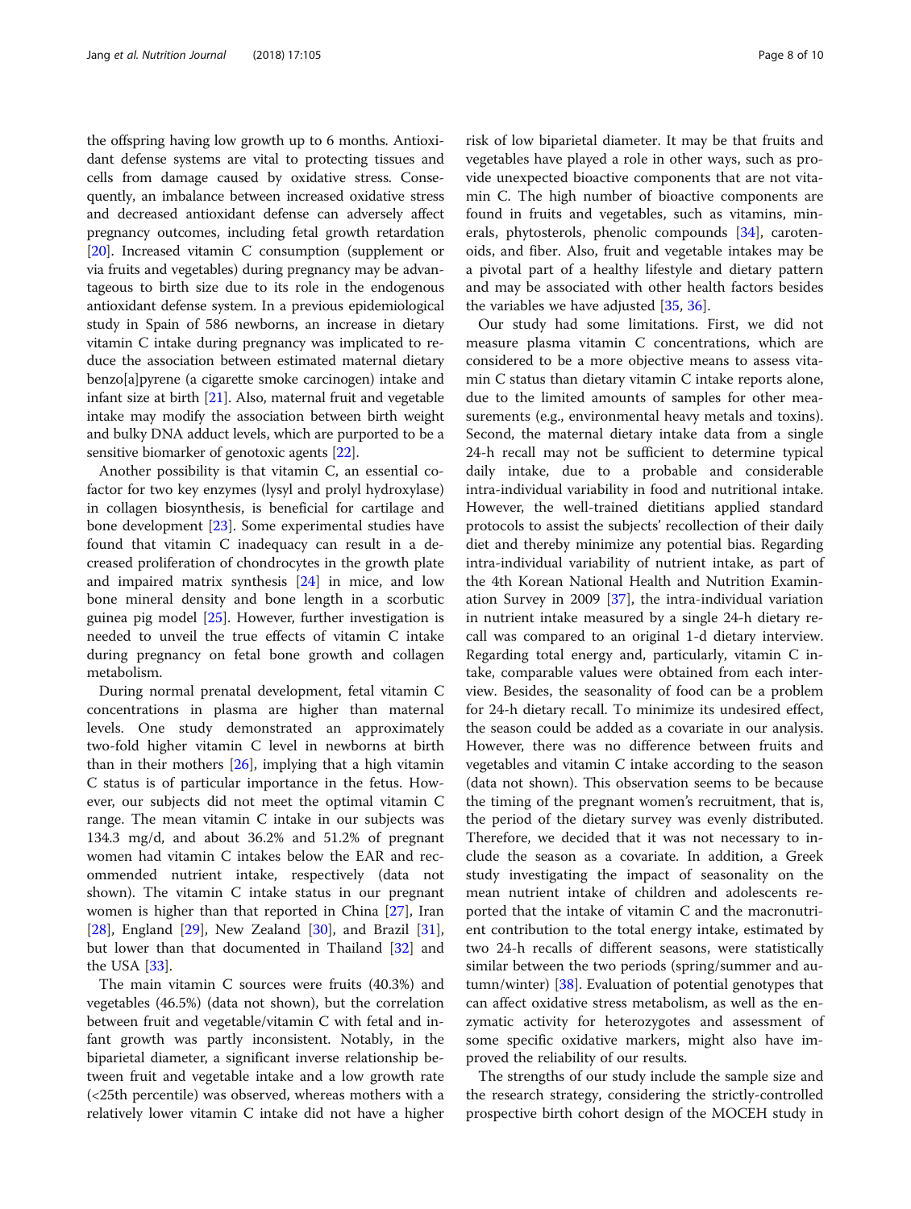the offspring having low growth up to 6 months. Antioxidant defense systems are vital to protecting tissues and cells from damage caused by oxidative stress. Consequently, an imbalance between increased oxidative stress and decreased antioxidant defense can adversely affect pregnancy outcomes, including fetal growth retardation [20]. Increased vitamin C consumption (supplement or via fruits and vegetables) during pregnancy may be advantageous to birth size due to its role in the endogenous antioxidant defense system. In a previous epidemiological study in Spain of 586 newborns, an increase in dietary vitamin C intake during pregnancy was implicated to reduce the association between estimated maternal dietary benzo[a]pyrene (a cigarette smoke carcinogen) intake and infant size at birth [21]. Also, maternal fruit and vegetable intake may modify the association between birth weight and bulky DNA adduct levels, which are purported to be a sensitive biomarker of genotoxic agents [22].

Another possibility is that vitamin C, an essential cofactor for two key enzymes (lysyl and prolyl hydroxylase) in collagen biosynthesis, is beneficial for cartilage and bone development [23]. Some experimental studies have found that vitamin C inadequacy can result in a decreased proliferation of chondrocytes in the growth plate and impaired matrix synthesis [24] in mice, and low bone mineral density and bone length in a scorbutic guinea pig model [25]. However, further investigation is needed to unveil the true effects of vitamin C intake during pregnancy on fetal bone growth and collagen metabolism.

During normal prenatal development, fetal vitamin C concentrations in plasma are higher than maternal levels. One study demonstrated an approximately two-fold higher vitamin C level in newborns at birth than in their mothers [26], implying that a high vitamin C status is of particular importance in the fetus. However, our subjects did not meet the optimal vitamin C range. The mean vitamin C intake in our subjects was 134.3 mg/d, and about 36.2% and 51.2% of pregnant women had vitamin C intakes below the EAR and recommended nutrient intake, respectively (data not shown). The vitamin C intake status in our pregnant women is higher than that reported in China [27], Iran [28], England [29], New Zealand [30], and Brazil [31], but lower than that documented in Thailand [32] and the USA [33].

The main vitamin C sources were fruits (40.3%) and vegetables (46.5%) (data not shown), but the correlation between fruit and vegetable/vitamin C with fetal and infant growth was partly inconsistent. Notably, in the biparietal diameter, a significant inverse relationship between fruit and vegetable intake and a low growth rate (<25th percentile) was observed, whereas mothers with a relatively lower vitamin C intake did not have a higher risk of low biparietal diameter. It may be that fruits and vegetables have played a role in other ways, such as provide unexpected bioactive components that are not vitamin C. The high number of bioactive components are found in fruits and vegetables, such as vitamins, minerals, phytosterols, phenolic compounds [34], carotenoids, and fiber. Also, fruit and vegetable intakes may be a pivotal part of a healthy lifestyle and dietary pattern and may be associated with other health factors besides the variables we have adjusted [35, 36].

Our study had some limitations. First, we did not measure plasma vitamin C concentrations, which are considered to be a more objective means to assess vitamin C status than dietary vitamin C intake reports alone, due to the limited amounts of samples for other measurements (e.g., environmental heavy metals and toxins). Second, the maternal dietary intake data from a single 24-h recall may not be sufficient to determine typical daily intake, due to a probable and considerable intra-individual variability in food and nutritional intake. However, the well-trained dietitians applied standard protocols to assist the subjects' recollection of their daily diet and thereby minimize any potential bias. Regarding intra-individual variability of nutrient intake, as part of the 4th Korean National Health and Nutrition Examination Survey in 2009 [37], the intra-individual variation in nutrient intake measured by a single 24-h dietary recall was compared to an original 1-d dietary interview. Regarding total energy and, particularly, vitamin C intake, comparable values were obtained from each interview. Besides, the seasonality of food can be a problem for 24-h dietary recall. To minimize its undesired effect, the season could be added as a covariate in our analysis. However, there was no difference between fruits and vegetables and vitamin C intake according to the season (data not shown). This observation seems to be because the timing of the pregnant women's recruitment, that is, the period of the dietary survey was evenly distributed. Therefore, we decided that it was not necessary to include the season as a covariate. In addition, a Greek study investigating the impact of seasonality on the mean nutrient intake of children and adolescents reported that the intake of vitamin C and the macronutrient contribution to the total energy intake, estimated by two 24-h recalls of different seasons, were statistically similar between the two periods (spring/summer and autumn/winter) [38]. Evaluation of potential genotypes that can affect oxidative stress metabolism, as well as the enzymatic activity for heterozygotes and assessment of some specific oxidative markers, might also have improved the reliability of our results.

The strengths of our study include the sample size and the research strategy, considering the strictly-controlled prospective birth cohort design of the MOCEH study in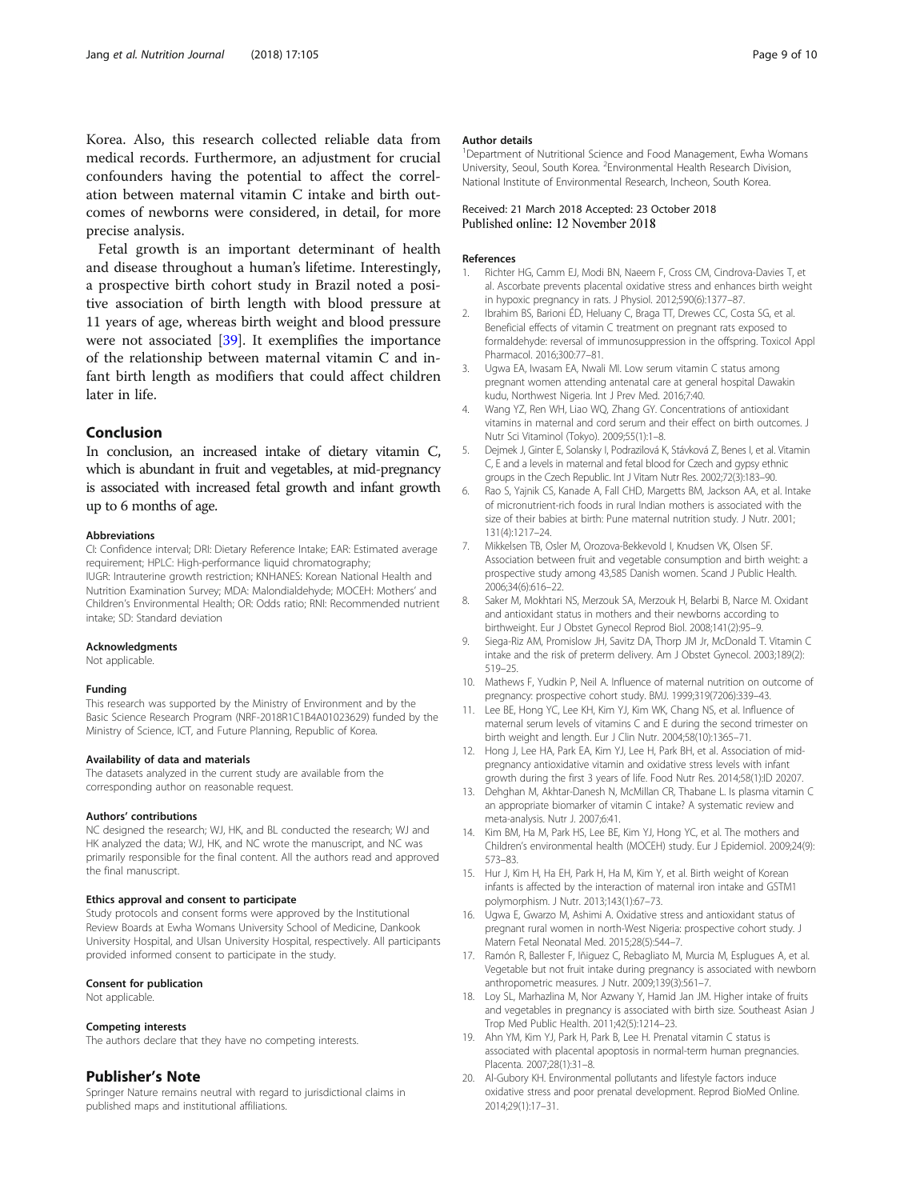Korea. Also, this research collected reliable data from medical records. Furthermore, an adjustment for crucial confounders having the potential to affect the correlation between maternal vitamin C intake and birth outcomes of newborns were considered, in detail, for more precise analysis.

Fetal growth is an important determinant of health and disease throughout a human's lifetime. Interestingly, a prospective birth cohort study in Brazil noted a positive association of birth length with blood pressure at 11 years of age, whereas birth weight and blood pressure were not associated [39]. It exemplifies the importance of the relationship between maternal vitamin C and infant birth length as modifiers that could affect children later in life.

## Conclusion

In conclusion, an increased intake of dietary vitamin C, which is abundant in fruit and vegetables, at mid-pregnancy is associated with increased fetal growth and infant growth up to 6 months of age.

#### Abbreviations

CI: Confidence interval; DRI: Dietary Reference Intake; EAR: Estimated average requirement; HPLC: High-performance liquid chromatography; IUGR: Intrauterine growth restriction; KNHANES: Korean National Health and Nutrition Examination Survey; MDA: Malondialdehyde; MOCEH: Mothers' and Children's Environmental Health; OR: Odds ratio; RNI: Recommended nutrient intake; SD: Standard deviation

#### Acknowledgments

Not applicable.

#### Funding

This research was supported by the Ministry of Environment and by the Basic Science Research Program (NRF-2018R1C1B4A01023629) funded by the Ministry of Science, ICT, and Future Planning, Republic of Korea.

#### Availability of data and materials

The datasets analyzed in the current study are available from the corresponding author on reasonable request.

#### Authors' contributions

NC designed the research; WJ, HK, and BL conducted the research; WJ and HK analyzed the data; WJ, HK, and NC wrote the manuscript, and NC was primarily responsible for the final content. All the authors read and approved the final manuscript.

#### Ethics approval and consent to participate

Study protocols and consent forms were approved by the Institutional Review Boards at Ewha Womans University School of Medicine, Dankook University Hospital, and Ulsan University Hospital, respectively. All participants provided informed consent to participate in the study.

#### Consent for publication

Not applicable.

#### Competing interests

The authors declare that they have no competing interests.

## Publisher's Note

Springer Nature remains neutral with regard to jurisdictional claims in published maps and institutional affiliations.

#### Author details

[1]Department of Nutritional Science and Food Management, Ewha Womans University, Seoul, South Korea. [2]Environmental Health Research Division, National Institute of Environmental Research, Incheon, South Korea.

Received: 21 March 2018 Accepted: 23 October 2018
Published online: 12 November 2018

#### References

1. Richter HG, Camm EJ, Modi BN, Naeem F, Cross CM, Cindrova-Davies T, et al. Ascorbate prevents placental oxidative stress and enhances birth weight in hypoxic pregnancy in rats. J Physiol. 2012;590(6):1377–87.
2. Ibrahim BS, Barioni ÉD, Heluany C, Braga TT, Drewes CC, Costa SG, et al. Beneficial effects of vitamin C treatment on pregnant rats exposed to formaldehyde: reversal of immunosuppression in the offspring. Toxicol Appl Pharmacol. 2016;300:77–81.
3. Ugwa EA, Iwasam EA, Nwali MI. Low serum vitamin C status among pregnant women attending antenatal care at general hospital Dawakin kudu, Northwest Nigeria. Int J Prev Med. 2016;7:40.
4. Wang YZ, Ren WH, Liao WQ, Zhang GY. Concentrations of antioxidant vitamins in maternal and cord serum and their effect on birth outcomes. J Nutr Sci Vitaminol (Tokyo). 2009;55(1):1–8.
5. Dejmek J, Ginter E, Solansky I, Podrazilová K, Stávková Z, Benes I, et al. Vitamin C, E and a levels in maternal and fetal blood for Czech and gypsy ethnic groups in the Czech Republic. Int J Vitam Nutr Res. 2002;72(3):183–90.
6. Rao S, Yajnik CS, Kanade A, Fall CHD, Margetts BM, Jackson AA, et al. Intake of micronutrient-rich foods in rural Indian mothers is associated with the size of their babies at birth: Pune maternal nutrition study. J Nutr. 2001; 131(4):1217–24.
7. Mikkelsen TB, Osler M, Orozova-Bekkevold I, Knudsen VK, Olsen SF. Association between fruit and vegetable consumption and birth weight: a prospective study among 43,585 Danish women. Scand J Public Health. 2006;34(6):616–22.
8. Saker M, Mokhtari NS, Merzouk SA, Merzouk H, Belarbi B, Narce M. Oxidant and antioxidant status in mothers and their newborns according to birthweight. Eur J Obstet Gynecol Reprod Biol. 2008;141(2):95–9.
9. Siega-Riz AM, Promislow JH, Savitz DA, Thorp JM Jr, McDonald T. Vitamin C intake and the risk of preterm delivery. Am J Obstet Gynecol. 2003;189(2): 519–25.
10. Mathews F, Yudkin P, Neil A. Influence of maternal nutrition on outcome of pregnancy: prospective cohort study. BMJ. 1999;319(7206):339–43.
11. Lee BE, Hong YC, Lee KH, Kim YJ, Kim WK, Chang NS, et al. Influence of maternal serum levels of vitamins C and E during the second trimester on birth weight and length. Eur J Clin Nutr. 2004;58(10):1365–71.
12. Hong J, Lee HA, Park EA, Kim YJ, Lee H, Park BH, et al. Association of mid-pregnancy antioxidative vitamin and oxidative stress levels with infant growth during the first 3 years of life. Food Nutr Res. 2014;58(1):ID 20207.
13. Dehghan M, Akhtar-Danesh N, McMillan CR, Thabane L. Is plasma vitamin C an appropriate biomarker of vitamin C intake? A systematic review and meta-analysis. Nutr J. 2007;6:41.
14. Kim BM, Ha M, Park HS, Lee BE, Kim YJ, Hong YC, et al. The mothers and Children's environmental health (MOCEH) study. Eur J Epidemiol. 2009;24(9): 573–83.
15. Hur J, Kim H, Ha EH, Park H, Ha M, Kim Y, et al. Birth weight of Korean infants is affected by the interaction of maternal iron intake and GSTM1 polymorphism. J Nutr. 2013;143(1):67–73.
16. Ugwa E, Gwarzo M, Ashimi A. Oxidative stress and antioxidant status of pregnant rural women in north-West Nigeria: prospective cohort study. J Matern Fetal Neonatal Med. 2015;28(5):544–7.
17. Ramón R, Ballester F, Iñiguez C, Rebagliato M, Murcia M, Esplugues A, et al. Vegetable but not fruit intake during pregnancy is associated with newborn anthropometric measures. J Nutr. 2009;139(3):561–7.
18. Loy SL, Marhazlina M, Nor Azwany Y, Hamid Jan JM. Higher intake of fruits and vegetables in pregnancy is associated with birth size. Southeast Asian J Trop Med Public Health. 2011;42(5):1214–23.
19. Ahn YM, Kim YJ, Park H, Park B, Lee H. Prenatal vitamin C status is associated with placental apoptosis in normal-term human pregnancies. Placenta. 2007;28(1):31–8.
20. Al-Gubory KH. Environmental pollutants and lifestyle factors induce oxidative stress and poor prenatal development. Reprod BioMed Online. 2014;29(1):17–31.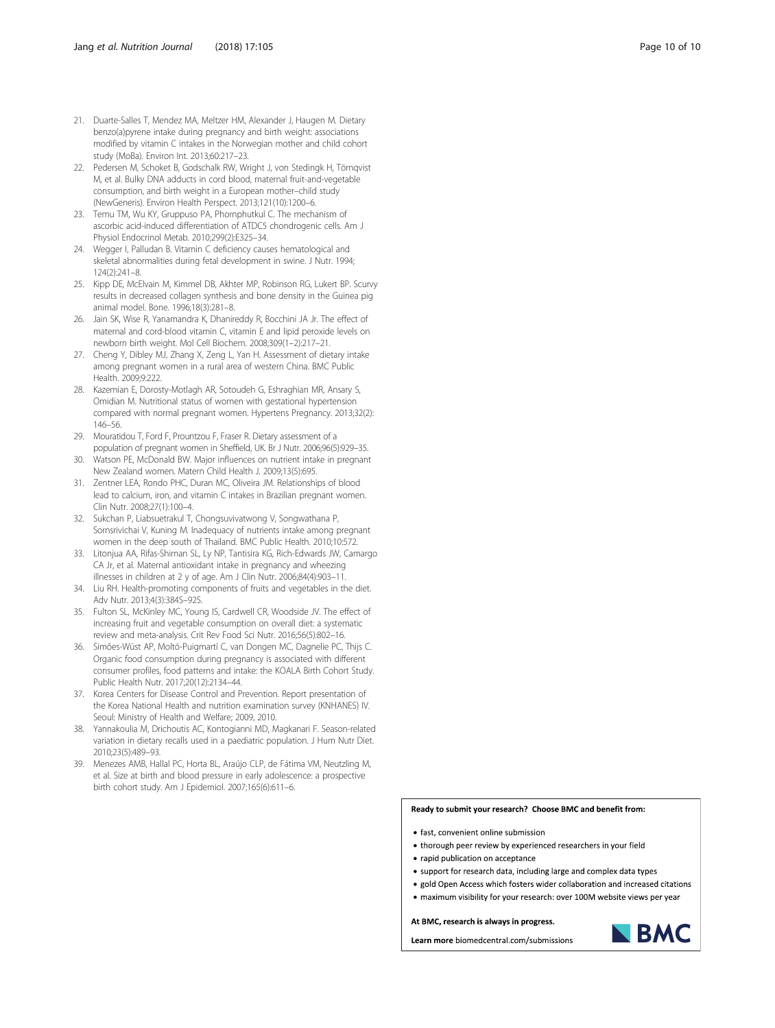21. Duarte-Salles T, Mendez MA, Meltzer HM, Alexander J, Haugen M. Dietary benzo(a)pyrene intake during pregnancy and birth weight: associations modified by vitamin C intakes in the Norwegian mother and child cohort study (MoBa). Environ Int. 2013;60:217–23.
22. Pedersen M, Schoket B, Godschalk RW, Wright J, von Stedingk H, Törnqvist M, et al. Bulky DNA adducts in cord blood, maternal fruit-and-vegetable consumption, and birth weight in a European mother–child study (NewGeneris). Environ Health Perspect. 2013;121(10):1200–6.
23. Temu TM, Wu KY, Gruppuso PA, Phornphutkul C. The mechanism of ascorbic acid-induced differentiation of ATDC5 chondrogenic cells. Am J Physiol Endocrinol Metab. 2010;299(2):E325–34.
24. Wegger I, Palludan B. Vitamin C deficiency causes hematological and skeletal abnormalities during fetal development in swine. J Nutr. 1994; 124(2):241–8.
25. Kipp DE, McElvain M, Kimmel DB, Akhter MP, Robinson RG, Lukert BP. Scurvy results in decreased collagen synthesis and bone density in the Guinea pig animal model. Bone. 1996;18(3):281–8.
26. Jain SK, Wise R, Yanamandra K, Dhanireddy R, Bocchini JA Jr. The effect of maternal and cord-blood vitamin C, vitamin E and lipid peroxide levels on newborn birth weight. Mol Cell Biochem. 2008;309(1–2):217–21.
27. Cheng Y, Dibley MJ, Zhang X, Zeng L, Yan H. Assessment of dietary intake among pregnant women in a rural area of western China. BMC Public Health. 2009;9:222.
28. Kazemian E, Dorosty-Motlagh AR, Sotoudeh G, Eshraghian MR, Ansary S, Omidian M. Nutritional status of women with gestational hypertension compared with normal pregnant women. Hypertens Pregnancy. 2013;32(2): 146–56.
29. Mouratidou T, Ford F, Prountzou F, Fraser R. Dietary assessment of a population of pregnant women in Sheffield, UK. Br J Nutr. 2006;96(5):929–35.
30. Watson PE, McDonald BW. Major influences on nutrient intake in pregnant New Zealand women. Matern Child Health J. 2009;13(5):695.
31. Zentner LEA, Rondo PHC, Duran MC, Oliveira JM. Relationships of blood lead to calcium, iron, and vitamin C intakes in Brazilian pregnant women. Clin Nutr. 2008;27(1):100–4.
32. Sukchan P, Liabsuetrakul T, Chongsuvivatwong V, Songwathana P, Sornsrivichai V, Kuning M. Inadequacy of nutrients intake among pregnant women in the deep south of Thailand. BMC Public Health. 2010;10:572.
33. Litonjua AA, Rifas-Shiman SL, Ly NP, Tantisira KG, Rich-Edwards JW, Camargo CA Jr, et al. Maternal antioxidant intake in pregnancy and wheezing illnesses in children at 2 y of age. Am J Clin Nutr. 2006;84(4):903–11.
34. Liu RH. Health-promoting components of fruits and vegetables in the diet. Adv Nutr. 2013;4(3):384S–92S.
35. Fulton SL, McKinley MC, Young IS, Cardwell CR, Woodside JV. The effect of increasing fruit and vegetable consumption on overall diet: a systematic review and meta-analysis. Crit Rev Food Sci Nutr. 2016;56(5):802–16.
36. Simões-Wüst AP, Moltó-Puigmartí C, van Dongen MC, Dagnelie PC, Thijs C. Organic food consumption during pregnancy is associated with different consumer profiles, food patterns and intake: the KOALA Birth Cohort Study. Public Health Nutr. 2017;20(12):2134–44.
37. Korea Centers for Disease Control and Prevention. Report presentation of the Korea National Health and nutrition examination survey (KNHANES) IV. Seoul: Ministry of Health and Welfare; 2009, 2010.
38. Yannakoulia M, Drichoutis AC, Kontogianni MD, Magkanari F. Season-related variation in dietary recalls used in a paediatric population. J Hum Nutr Diet. 2010;23(5):489–93.
39. Menezes AMB, Hallal PC, Horta BL, Araújo CLP, de Fátima VM, Neutzling M, et al. Size at birth and blood pressure in early adolescence: a prospective birth cohort study. Am J Epidemiol. 2007;165(6):611–6.